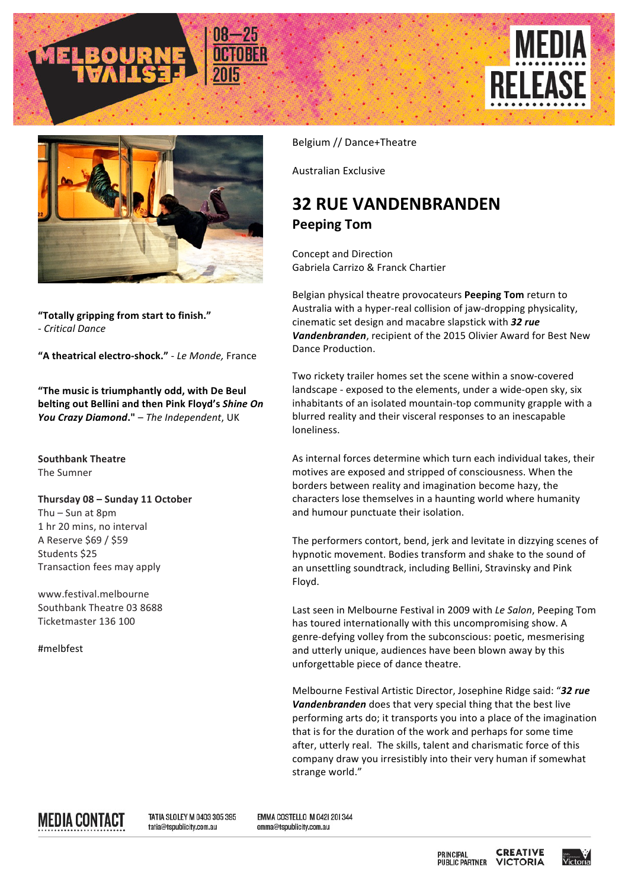MELBOURNE FESTIVAL 08—25 OCTOBER 2015

MEDIA RELEASE

Belgium // Dance+Theatre

Australian Exclusive

# 32 RUE VANDENBRANDEN

## Peeping Tom

Concept and Direction
Gabriela Carrizo & Franck Chartier

Belgian physical theatre provocateurs **Peeping Tom** return to Australia with a hyper-real collision of jaw-dropping physicality, cinematic set design and macabre slapstick with ***32 rue Vandenbranden***, recipient of the 2015 Olivier Award for Best New Dance Production.

Two rickety trailer homes set the scene within a snow-covered landscape - exposed to the elements, under a wide-open sky, six inhabitants of an isolated mountain-top community grapple with a blurred reality and their visceral responses to an inescapable loneliness.

As internal forces determine which turn each individual takes, their motives are exposed and stripped of consciousness. When the borders between reality and imagination become hazy, the characters lose themselves in a haunting world where humanity and humour punctuate their isolation.

The performers contort, bend, jerk and levitate in dizzying scenes of hypnotic movement. Bodies transform and shake to the sound of an unsettling soundtrack, including Bellini, Stravinsky and Pink Floyd.

Last seen in Melbourne Festival in 2009 with *Le Salon*, Peeping Tom has toured internationally with this uncompromising show. A genre-defying volley from the subconscious: poetic, mesmerising and utterly unique, audiences have been blown away by this unforgettable piece of dance theatre.

Melbourne Festival Artistic Director, Josephine Ridge said: "***32 rue Vandenbranden*** does that very special thing that the best live performing arts do; it transports you into a place of the imagination that is for the duration of the work and perhaps for some time after, utterly real. The skills, talent and charismatic force of this company draw you irresistibly into their very human if somewhat strange world."

**"Totally gripping from start to finish."**
- *Critical Dance*

**"A theatrical electro-shock."** - *Le Monde*, France

**"The music is triumphantly odd, with De Beul belting out Bellini and then Pink Floyd's *Shine On You Crazy Diamond*."** – *The Independent*, UK

**Southbank Theatre**
The Sumner

**Thursday 08 – Sunday 11 October**
Thu – Sun at 8pm
1 hr 20 mins, no interval
A Reserve $69 / $59
Students $25
Transaction fees may apply

www.festival.melbourne
Southbank Theatre 03 8688
Ticketmaster 136 100

#melbfest

**MEDIA CONTACT**

TATIA SLOLEY M 0403 305 395
tatia@tspublicity.com.au

EMMA COSTELLO M 0421 201 344
emma@tspublicity.com.au

PRINCIPAL PUBLIC PARTNER CREATIVE VICTORIA Victoria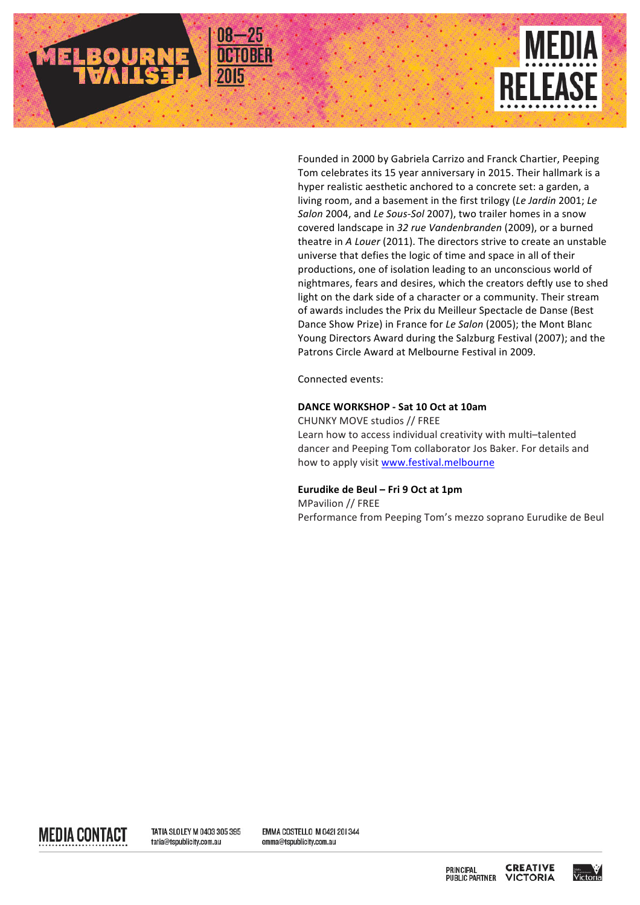Founded in 2000 by Gabriela Carrizo and Franck Chartier, Peeping Tom celebrates its 15 year anniversary in 2015. Their hallmark is a hyper realistic aesthetic anchored to a concrete set: a garden, a living room, and a basement in the first trilogy (*Le Jardin* 2001; *Le Salon* 2004, and *Le Sous-Sol* 2007), two trailer homes in a snow covered landscape in *32 rue Vandenbranden* (2009), or a burned theatre in *A Louer* (2011). The directors strive to create an unstable universe that defies the logic of time and space in all of their productions, one of isolation leading to an unconscious world of nightmares, fears and desires, which the creators deftly use to shed light on the dark side of a character or a community. Their stream of awards includes the Prix du Meilleur Spectacle de Danse (Best Dance Show Prize) in France for *Le Salon* (2005); the Mont Blanc Young Directors Award during the Salzburg Festival (2007); and the Patrons Circle Award at Melbourne Festival in 2009.

Connected events:

**DANCE WORKSHOP - Sat 10 Oct at 10am**
CHUNKY MOVE studios // FREE
Learn how to access individual creativity with multi–talented dancer and Peeping Tom collaborator Jos Baker. For details and how to apply visit [www.festival.melbourne](www.festival.melbourne)

**Eurudike de Beul – Fri 9 Oct at 1pm**
MPavilion // FREE
Performance from Peeping Tom's mezzo soprano Eurudike de Beul

MEDIA CONTACT

TATIA SLOLEY M 0403 305 395
tatia@tspublicity.com.au

EMMA COSTELLO M 0421 201 344
emma@tspublicity.com.au

PRINCIPAL PUBLIC PARTNER CREATIVE VICTORIA